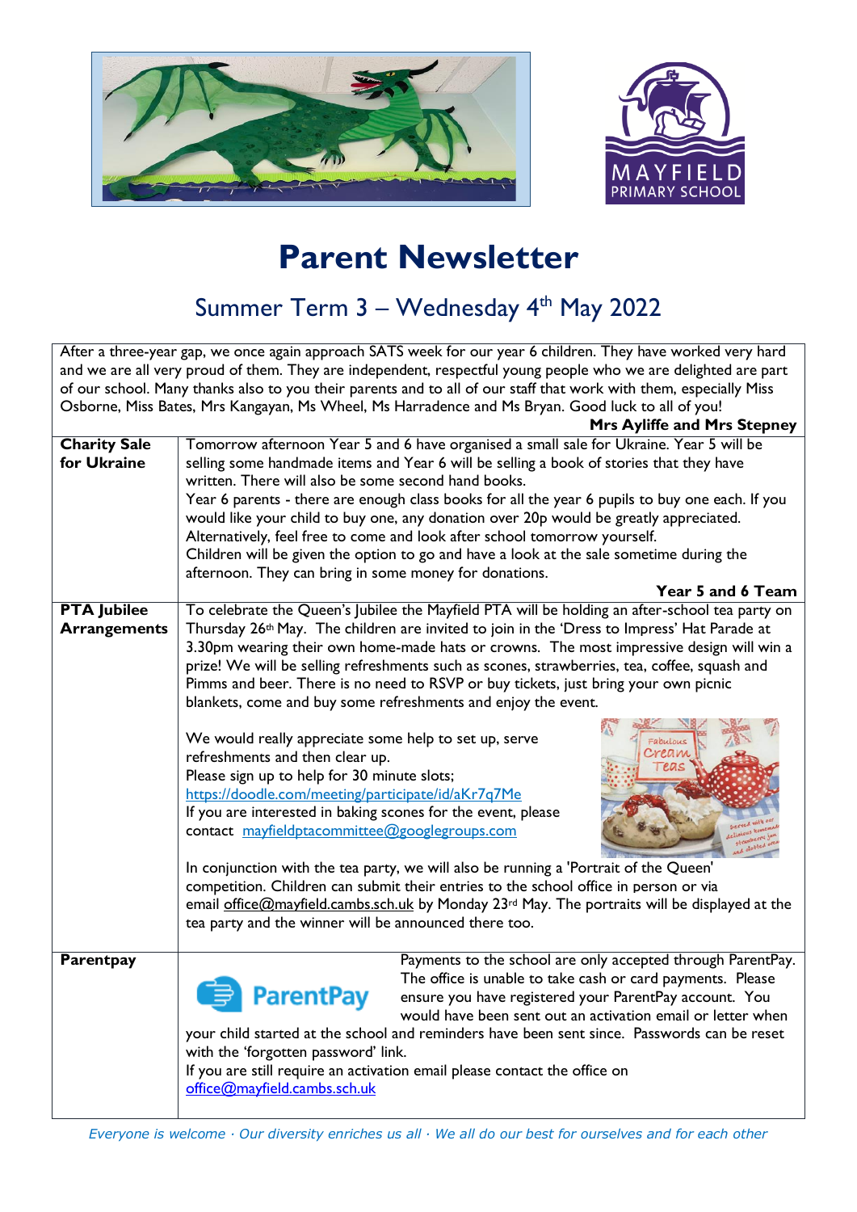# Parent Newsletter

## Summer Term 3 – Wednesday 4th May 2022

After a three-year gap, we once again approach SATS week for our year 6 children. They have worked very hard and we are all very proud of them. They are independent, respectful young people who we are delighted are part of our school. Many thanks also to you their parents and to all of our staff that work with them, especially Miss Osborne, Miss Bates, Mrs Kangayan, Ms Wheel, Ms Harradence and Ms Bryan. Good luck to all of you!

**Mrs Ayliffe and Mrs Stepney**

### Charity Sale for Ukraine

Tomorrow afternoon Year 5 and 6 have organised a small sale for Ukraine. Year 5 will be selling some handmade items and Year 6 will be selling a book of stories that they have written. There will also be some second hand books.

Year 6 parents - there are enough class books for all the year 6 pupils to buy one each. If you would like your child to buy one, any donation over 20p would be greatly appreciated. Alternatively, feel free to come and look after school tomorrow yourself.

Children will be given the option to go and have a look at the sale sometime during the afternoon. They can bring in some money for donations.

**Year 5 and 6 Team**

### PTA Jubilee Arrangements

To celebrate the Queen's Jubilee the Mayfield PTA will be holding an after-school tea party on Thursday 26th May. The children are invited to join in the 'Dress to Impress' Hat Parade at 3.30pm wearing their own home-made hats or crowns. The most impressive design will win a prize! We will be selling refreshments such as scones, strawberries, tea, coffee, squash and Pimms and beer. There is no need to RSVP or buy tickets, just bring your own picnic blankets, come and buy some refreshments and enjoy the event.

We would really appreciate some help to set up, serve refreshments and then clear up.
Please sign up to help for 30 minute slots;
https://doodle.com/meeting/participate/id/aKr7q7Me
If you are interested in baking scones for the event, please contact mayfieldptacommittee@googlegroups.com

In conjunction with the tea party, we will also be running a 'Portrait of the Queen' competition. Children can submit their entries to the school office in person or via email office@mayfield.cambs.sch.uk by Monday 23rd May. The portraits will be displayed at the tea party and the winner will be announced there too.

### Parentpay

Payments to the school are only accepted through ParentPay. The office is unable to take cash or card payments. Please ensure you have registered your ParentPay account. You would have been sent out an activation email or letter when your child started at the school and reminders have been sent since. Passwords can be reset with the 'forgotten password' link.

If you are still require an activation email please contact the office on office@mayfield.cambs.sch.uk

*Everyone is welcome · Our diversity enriches us all · We all do our best for ourselves and for each other*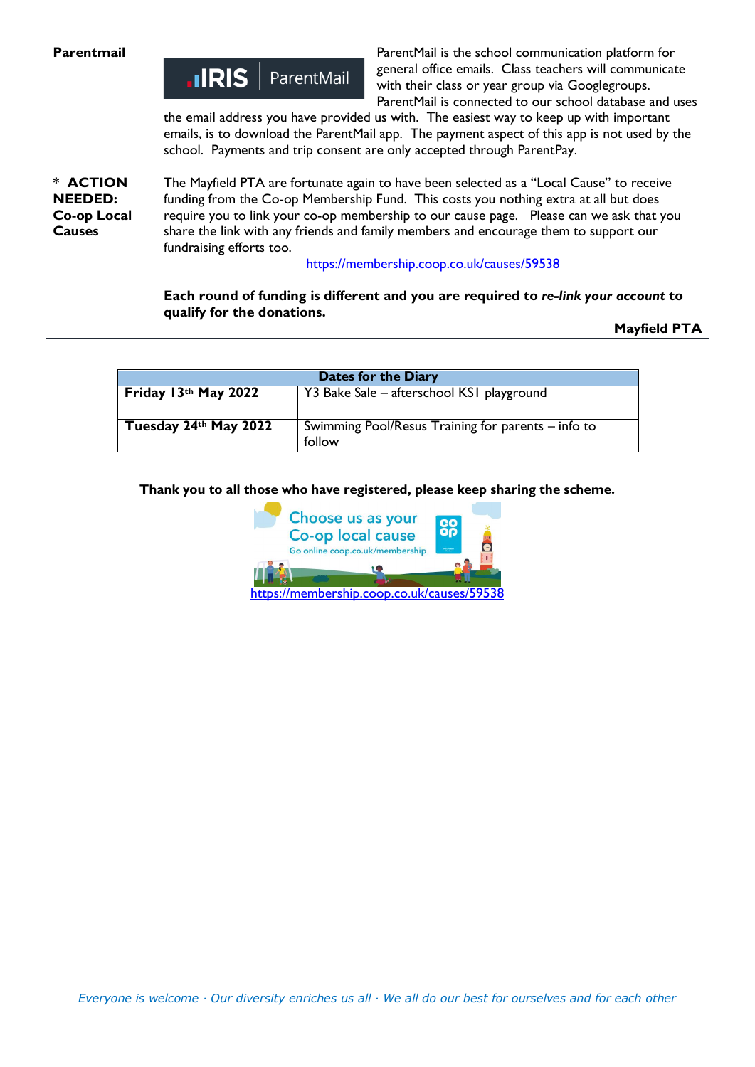| | |
|---|---|
| **Parentmail** | IRIS ParentMail — ParentMail is the school communication platform for general office emails. Class teachers will communicate with their class or year group via Googlegroups. ParentMail is connected to our school database and uses the email address you have provided us with. The easiest way to keep up with important emails, is to download the ParentMail app. The payment aspect of this app is not used by the school. Payments and trip consent are only accepted through ParentPay. |
| **\* ACTION NEEDED: Co-op Local Causes** | The Mayfield PTA are fortunate again to have been selected as a "Local Cause" to receive funding from the Co-op Membership Fund. This costs you nothing extra at all but does require you to link your co-op membership to our cause page. Please can we ask that you share the link with any friends and family members and encourage them to support our fundraising efforts too. https://membership.coop.co.uk/causes/59538 **Each round of funding is different and you are required to *re-link your account* to qualify for the donations.** **Mayfield PTA** |

| **Dates for the Diary** | |
|---|---|
| **Friday 13th May 2022** | Y3 Bake Sale – afterschool KS1 playground |
| **Tuesday 24th May 2022** | Swimming Pool/Resus Training for parents – info to follow |

**Thank you to all those who have registered, please keep sharing the scheme.**

Choose us as your Co-op local cause
Go online coop.co.uk/membership

https://membership.coop.co.uk/causes/59538

*Everyone is welcome · Our diversity enriches us all · We all do our best for ourselves and for each other*